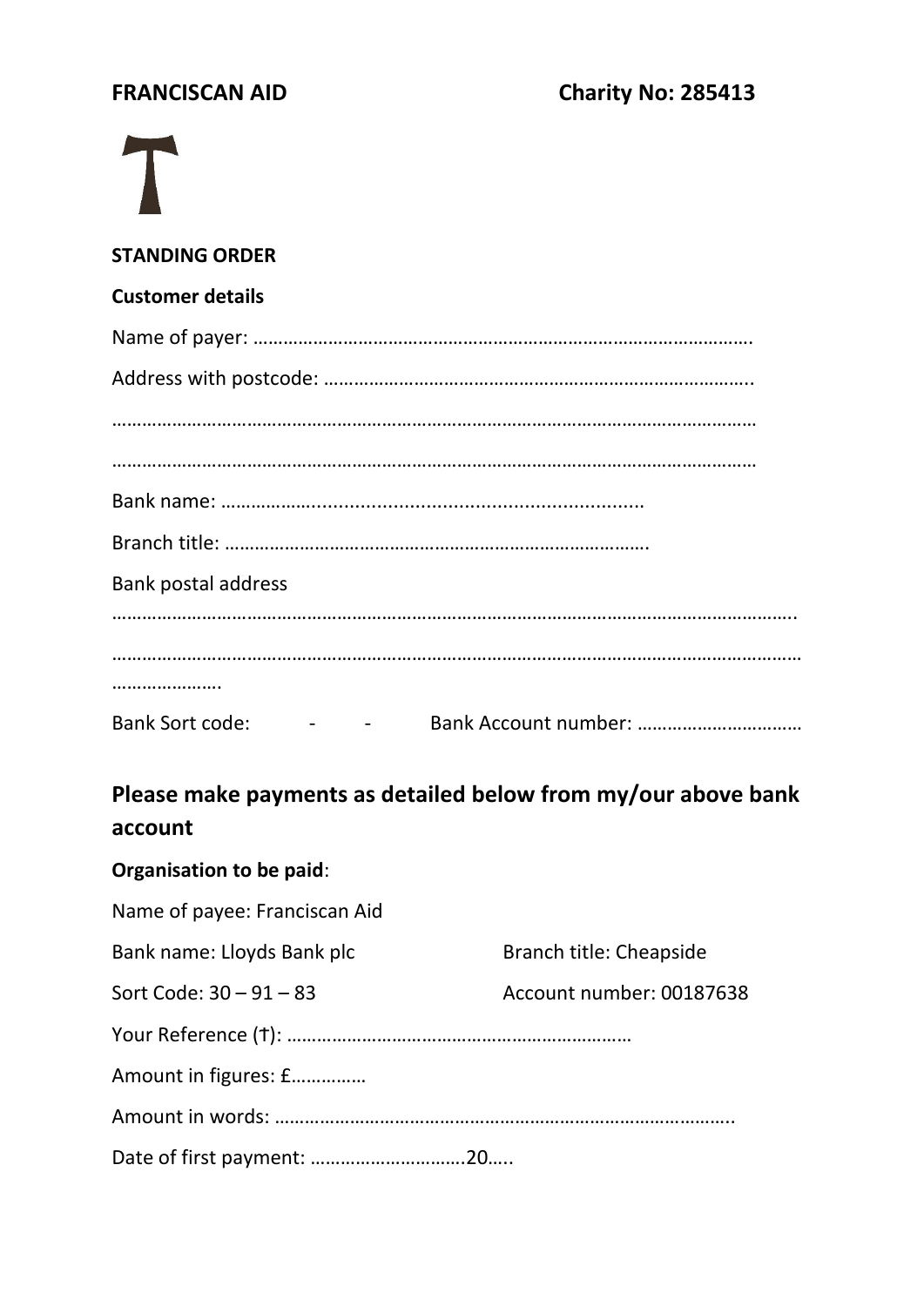**FRANCISCAN AID** **Charity No: 285413**

**STANDING ORDER**

**Customer details**

Name of payer: ……………………………………………………………………………………….

Address with postcode: …………………………………………………………………………..

…………………………………………………………………………………………………………………

…………………………………………………………………………………………………………………

Bank name: ……………..........................................................................

Branch title: ………………………………………………………………………….

Bank postal address

………………………………………………………………………………………………………………………..

…………………………………………………………………………………………………………………………

………………….

Bank Sort code: - - Bank Account number: ……………………………

## Please make payments as detailed below from my/our above bank account

**Organisation to be paid**:

Name of payee: Franciscan Aid

Bank name: Lloyds Bank plc Branch title: Cheapside

Sort Code: 30 – 91 – 83 Account number: 00187638

Your Reference (†): ……………………………………………………………

Amount in figures: £……………

Amount in words: ………………………………………………………………………………..

Date of first payment: ………………………….20…..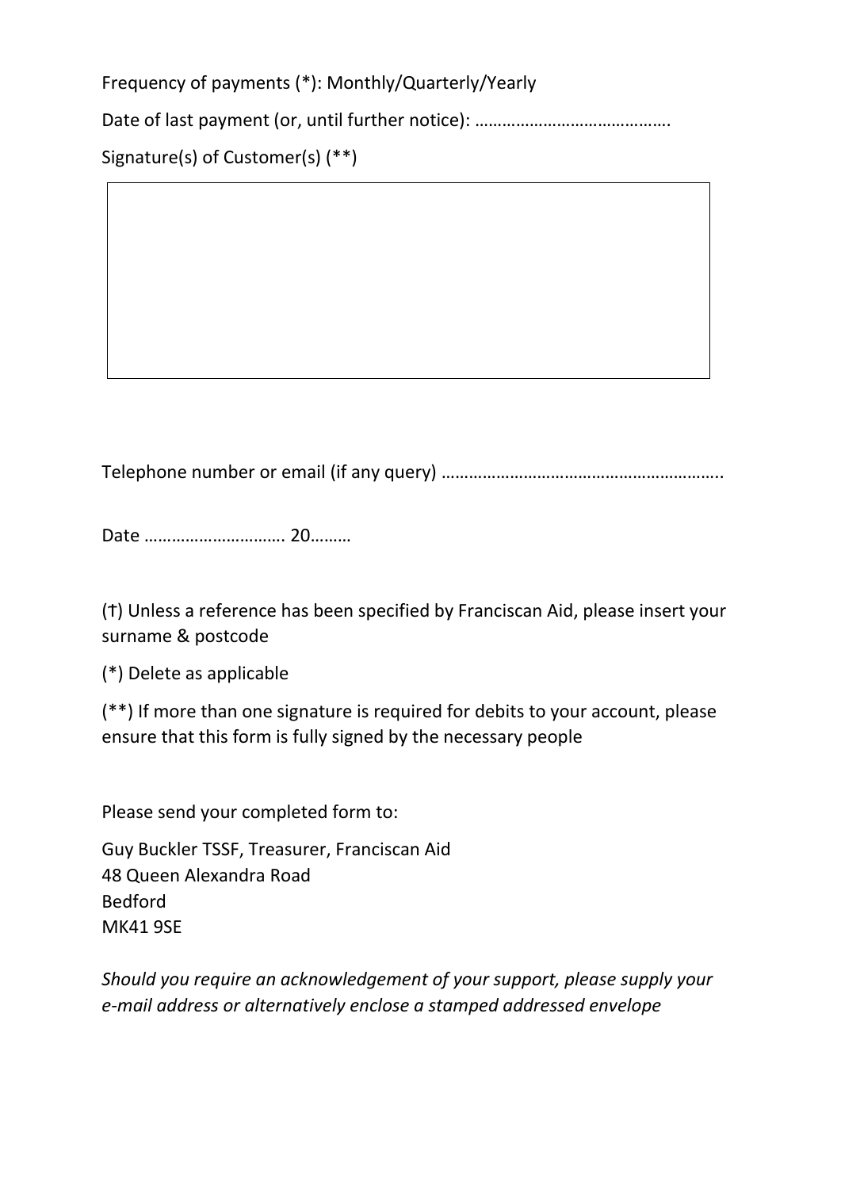Frequency of payments (*): Monthly/Quarterly/Yearly

Date of last payment (or, until further notice): …………………………………….

Signature(s) of Customer(s) (**)

Telephone number or email (if any query) ……………………………………………………..

Date …………………………. 20………

(†) Unless a reference has been specified by Franciscan Aid, please insert your surname & postcode

(*) Delete as applicable

(**) If more than one signature is required for debits to your account, please ensure that this form is fully signed by the necessary people

Please send your completed form to:

Guy Buckler TSSF, Treasurer, Franciscan Aid
48 Queen Alexandra Road
Bedford
MK41 9SE

*Should you require an acknowledgement of your support, please supply your e-mail address or alternatively enclose a stamped addressed envelope*